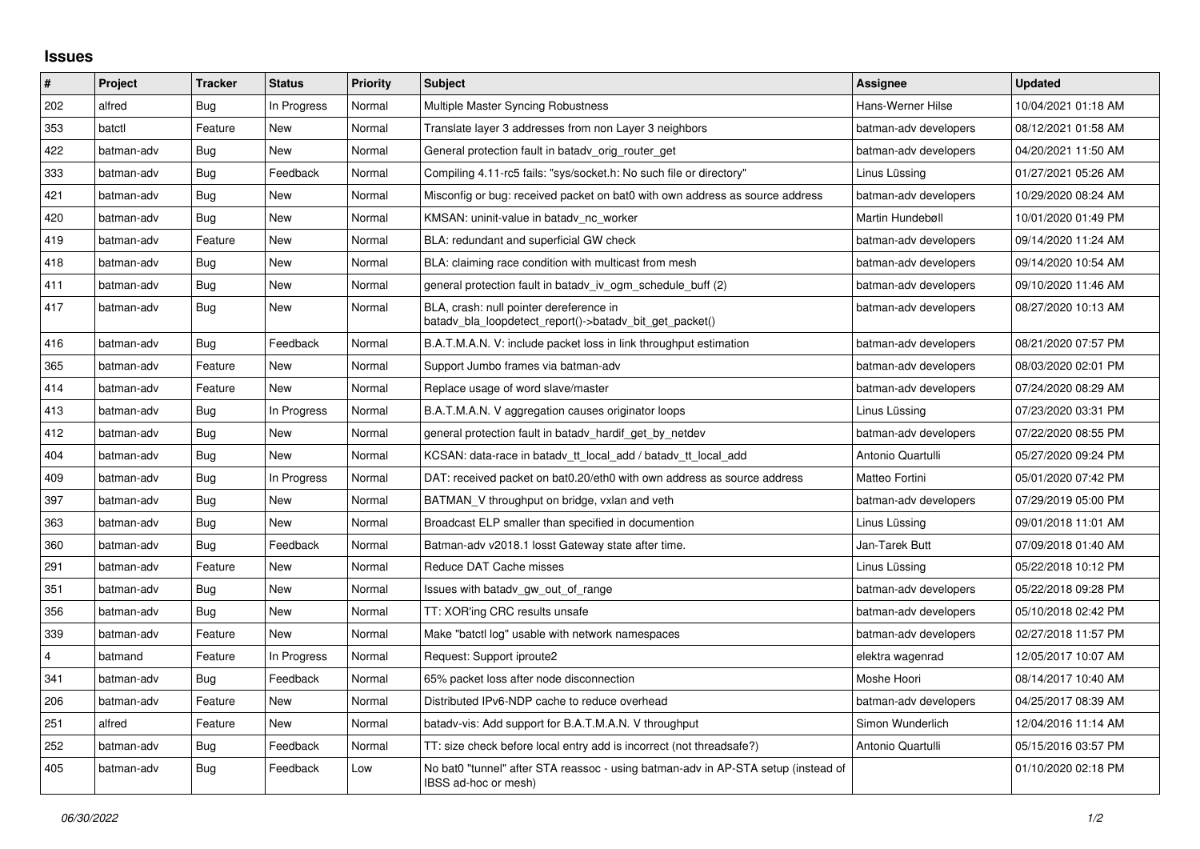# Issues

| # | Project | Tracker | Status | Priority | Subject | Assignee | Updated |
|---|---|---|---|---|---|---|---|
| 202 | alfred | Bug | In Progress | Normal | Multiple Master Syncing Robustness | Hans-Werner Hilse | 10/04/2021 01:18 AM |
| 353 | batctl | Feature | New | Normal | Translate layer 3 addresses from non Layer 3 neighbors | batman-adv developers | 08/12/2021 01:58 AM |
| 422 | batman-adv | Bug | New | Normal | General protection fault in batadv_orig_router_get | batman-adv developers | 04/20/2021 11:50 AM |
| 333 | batman-adv | Bug | Feedback | Normal | Compiling 4.11-rc5 fails: "sys/socket.h: No such file or directory" | Linus Lüssing | 01/27/2021 05:26 AM |
| 421 | batman-adv | Bug | New | Normal | Misconfig or bug: received packet on bat0 with own address as source address | batman-adv developers | 10/29/2020 08:24 AM |
| 420 | batman-adv | Bug | New | Normal | KMSAN: uninit-value in batadv_nc_worker | Martin Hundebøll | 10/01/2020 01:49 PM |
| 419 | batman-adv | Feature | New | Normal | BLA: redundant and superficial GW check | batman-adv developers | 09/14/2020 11:24 AM |
| 418 | batman-adv | Bug | New | Normal | BLA: claiming race condition with multicast from mesh | batman-adv developers | 09/14/2020 10:54 AM |
| 411 | batman-adv | Bug | New | Normal | general protection fault in batadv_iv_ogm_schedule_buff (2) | batman-adv developers | 09/10/2020 11:46 AM |
| 417 | batman-adv | Bug | New | Normal | BLA, crash: null pointer dereference in batadv_bla_loopdetect_report()->batadv_bit_get_packet() | batman-adv developers | 08/27/2020 10:13 AM |
| 416 | batman-adv | Bug | Feedback | Normal | B.A.T.M.A.N. V: include packet loss in link throughput estimation | batman-adv developers | 08/21/2020 07:57 PM |
| 365 | batman-adv | Feature | New | Normal | Support Jumbo frames via batman-adv | batman-adv developers | 08/03/2020 02:01 PM |
| 414 | batman-adv | Feature | New | Normal | Replace usage of word slave/master | batman-adv developers | 07/24/2020 08:29 AM |
| 413 | batman-adv | Bug | In Progress | Normal | B.A.T.M.A.N. V aggregation causes originator loops | Linus Lüssing | 07/23/2020 03:31 PM |
| 412 | batman-adv | Bug | New | Normal | general protection fault in batadv_hardif_get_by_netdev | batman-adv developers | 07/22/2020 08:55 PM |
| 404 | batman-adv | Bug | New | Normal | KCSAN: data-race in batadv_tt_local_add / batadv_tt_local_add | Antonio Quartulli | 05/27/2020 09:24 PM |
| 409 | batman-adv | Bug | In Progress | Normal | DAT: received packet on bat0.20/eth0 with own address as source address | Matteo Fortini | 05/01/2020 07:42 PM |
| 397 | batman-adv | Bug | New | Normal | BATMAN_V throughput on bridge, vxlan and veth | batman-adv developers | 07/29/2019 05:00 PM |
| 363 | batman-adv | Bug | New | Normal | Broadcast ELP smaller than specified in documention | Linus Lüssing | 09/01/2018 11:01 AM |
| 360 | batman-adv | Bug | Feedback | Normal | Batman-adv v2018.1 losst Gateway state after time. | Jan-Tarek Butt | 07/09/2018 01:40 AM |
| 291 | batman-adv | Feature | New | Normal | Reduce DAT Cache misses | Linus Lüssing | 05/22/2018 10:12 PM |
| 351 | batman-adv | Bug | New | Normal | Issues with batadv_gw_out_of_range | batman-adv developers | 05/22/2018 09:28 PM |
| 356 | batman-adv | Bug | New | Normal | TT: XOR'ing CRC results unsafe | batman-adv developers | 05/10/2018 02:42 PM |
| 339 | batman-adv | Feature | New | Normal | Make "batctl log" usable with network namespaces | batman-adv developers | 02/27/2018 11:57 PM |
| 4 | batmand | Feature | In Progress | Normal | Request: Support iproute2 | elektra wagenrad | 12/05/2017 10:07 AM |
| 341 | batman-adv | Bug | Feedback | Normal | 65% packet loss after node disconnection | Moshe Hoori | 08/14/2017 10:40 AM |
| 206 | batman-adv | Feature | New | Normal | Distributed IPv6-NDP cache to reduce overhead | batman-adv developers | 04/25/2017 08:39 AM |
| 251 | alfred | Feature | New | Normal | batadv-vis: Add support for B.A.T.M.A.N. V throughput | Simon Wunderlich | 12/04/2016 11:14 AM |
| 252 | batman-adv | Bug | Feedback | Normal | TT: size check before local entry add is incorrect (not threadsafe?) | Antonio Quartulli | 05/15/2016 03:57 PM |
| 405 | batman-adv | Bug | Feedback | Low | No bat0 "tunnel" after STA reassoc - using batman-adv in AP-STA setup (instead of IBSS ad-hoc or mesh) | | 01/10/2020 02:18 PM |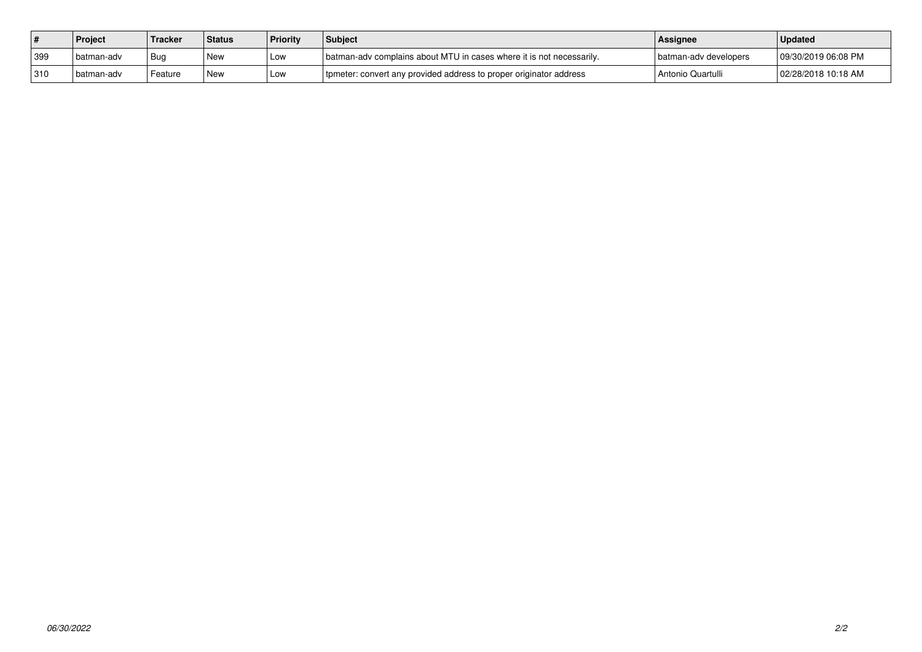| # | Project | Tracker | Status | Priority | Subject | Assignee | Updated |
|---|---|---|---|---|---|---|---|
| 399 | batman-adv | Bug | New | Low | batman-adv complains about MTU in cases where it is not necessarily. | batman-adv developers | 09/30/2019 06:08 PM |
| 310 | batman-adv | Feature | New | Low | tpmeter: convert any provided address to proper originator address | Antonio Quartulli | 02/28/2018 10:18 AM |